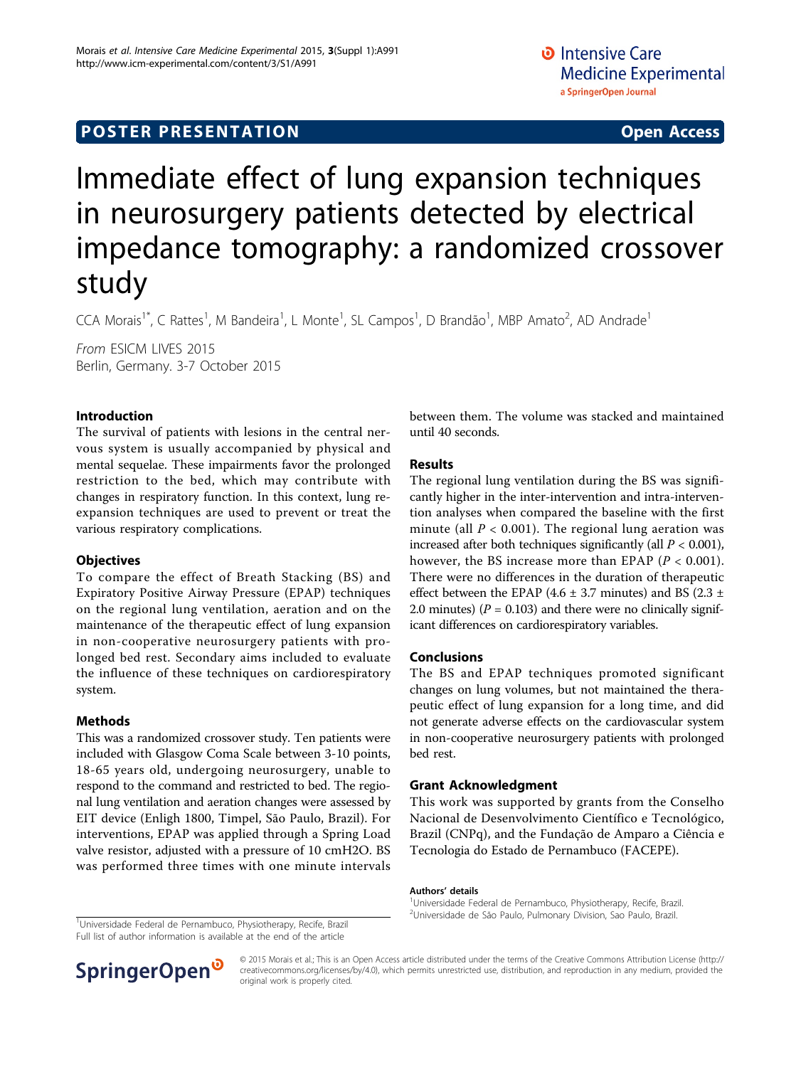POSTER PRESENTATION

Open Access

# Immediate effect of lung expansion techniques in neurosurgery patients detected by electrical impedance tomography: a randomized crossover study

CCA Morais[1*], C Rattes[1], M Bandeira[1], L Monte[1], SL Campos[1], D Brandão[1], MBP Amato[2], AD Andrade[1]

*From* ESICM LIVES 2015
Berlin, Germany. 3-7 October 2015

## Introduction

The survival of patients with lesions in the central nervous system is usually accompanied by physical and mental sequelae. These impairments favor the prolonged restriction to the bed, which may contribute with changes in respiratory function. In this context, lung re-expansion techniques are used to prevent or treat the various respiratory complications.

## Objectives

To compare the effect of Breath Stacking (BS) and Expiratory Positive Airway Pressure (EPAP) techniques on the regional lung ventilation, aeration and on the maintenance of the therapeutic effect of lung expansion in non-cooperative neurosurgery patients with prolonged bed rest. Secondary aims included to evaluate the influence of these techniques on cardiorespiratory system.

## Methods

This was a randomized crossover study. Ten patients were included with Glasgow Coma Scale between 3-10 points, 18-65 years old, undergoing neurosurgery, unable to respond to the command and restricted to bed. The regional lung ventilation and aeration changes were assessed by EIT device (Enligh 1800, Timpel, São Paulo, Brazil). For interventions, EPAP was applied through a Spring Load valve resistor, adjusted with a pressure of 10 cmH2O. BS was performed three times with one minute intervals between them. The volume was stacked and maintained until 40 seconds.

## Results

The regional lung ventilation during the BS was significantly higher in the inter-intervention and intra-intervention analyses when compared the baseline with the first minute (all $P < 0.001$). The regional lung aeration was increased after both techniques significantly (all $P < 0.001$), however, the BS increase more than EPAP ($P < 0.001$). There were no differences in the duration of therapeutic effect between the EPAP ($4.6 \pm 3.7$ minutes) and BS ($2.3 \pm 2.0$ minutes) ($P = 0.103$) and there were no clinically significant differences on cardiorespiratory variables.

## Conclusions

The BS and EPAP techniques promoted significant changes on lung volumes, but not maintained the therapeutic effect of lung expansion for a long time, and did not generate adverse effects on the cardiovascular system in non-cooperative neurosurgery patients with prolonged bed rest.

## Grant Acknowledgment

This work was supported by grants from the Conselho Nacional de Desenvolvimento Científico e Tecnológico, Brazil (CNPq), and the Fundação de Amparo a Ciência e Tecnologia do Estado de Pernambuco (FACEPE).

### Authors' details

[1]Universidade Federal de Pernambuco, Physiotherapy, Recife, Brazil.
[2]Universidade de São Paulo, Pulmonary Division, Sao Paulo, Brazil.

[1]Universidade Federal de Pernambuco, Physiotherapy, Recife, Brazil
Full list of author information is available at the end of the article

© 2015 Morais et al.; This is an Open Access article distributed under the terms of the Creative Commons Attribution License (http://creativecommons.org/licenses/by/4.0), which permits unrestricted use, distribution, and reproduction in any medium, provided the original work is properly cited.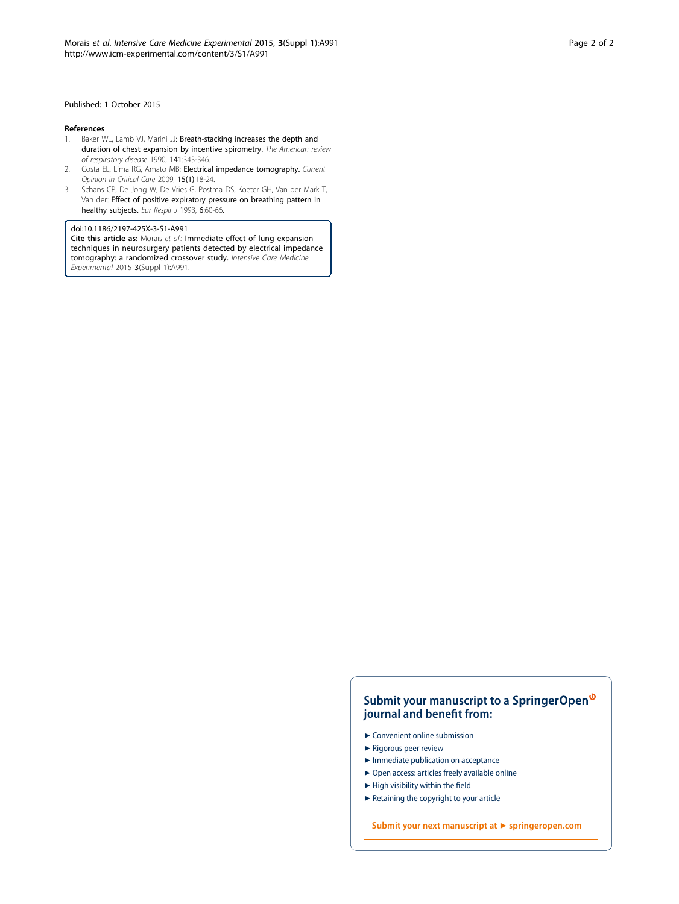Published: 1 October 2015

**References**

1. Baker WL, Lamb VJ, Marini JJ: **Breath-stacking increases the depth and duration of chest expansion by incentive spirometry.** *The American review of respiratory disease* 1990, **141**:343-346.
2. Costa EL, Lima RG, Amato MB: **Electrical impedance tomography.** *Current Opinion in Critical Care* 2009, **15(1)**:18-24.
3. Schans CP, De Jong W, De Vries G, Postma DS, Koeter GH, Van der Mark T, Van der: **Effect of positive expiratory pressure on breathing pattern in healthy subjects.** *Eur Respir J* 1993, **6**:60-66.

doi:10.1186/2197-425X-3-S1-A991
**Cite this article as:** Morais *et al.*: Immediate effect of lung expansion techniques in neurosurgery patients detected by electrical impedance tomography: a randomized crossover study. *Intensive Care Medicine Experimental* 2015 **3**(Suppl 1):A991.

**Submit your manuscript to a SpringerOpen journal and benefit from:**

- ► Convenient online submission
- ► Rigorous peer review
- ► Immediate publication on acceptance
- ► Open access: articles freely available online
- ► High visibility within the field
- ► Retaining the copyright to your article

**Submit your next manuscript at ► springeropen.com**